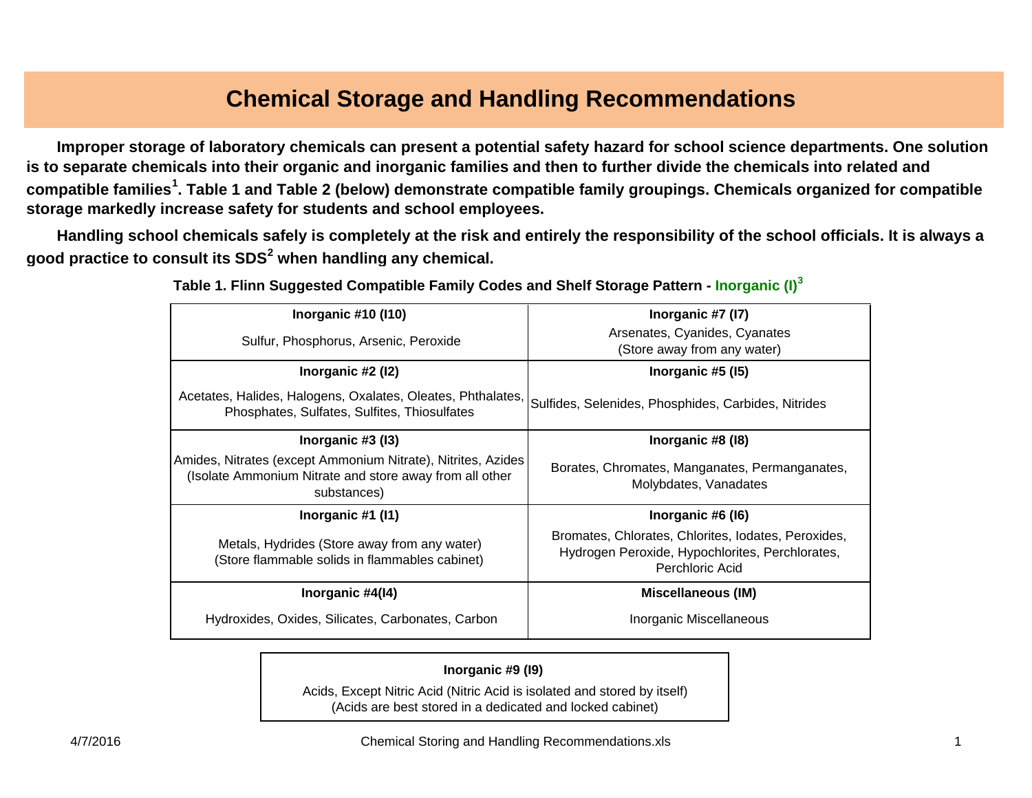# Chemical Storage and Handling Recommendations

**Improper storage of laboratory chemicals can present a potential safety hazard for school science departments. One solution is to separate chemicals into their organic and inorganic families and then to further divide the chemicals into related and compatible families[1]. Table 1 and Table 2 (below) demonstrate compatible family groupings. Chemicals organized for compatible storage markedly increase safety for students and school employees.**

**Handling school chemicals safely is completely at the risk and entirely the responsibility of the school officials. It is always a good practice to consult its SDS[2] when handling any chemical.**

**Table 1. Flinn Suggested Compatible Family Codes and Shelf Storage Pattern - Inorganic (I)[3]**

| **Inorganic #10 (I10)** | **Inorganic #7 (I7)** |
|---|---|
| Sulfur, Phosphorus, Arsenic, Peroxide | Arsenates, Cyanides, Cyanates (Store away from any water) |
| **Inorganic #2 (I2)** | **Inorganic #5 (I5)** |
| Acetates, Halides, Halogens, Oxalates, Oleates, Phthalates, Phosphates, Sulfates, Sulfites, Thiosulfates | Sulfides, Selenides, Phosphides, Carbides, Nitrides |
| **Inorganic #3 (I3)** | **Inorganic #8 (I8)** |
| Amides, Nitrates (except Ammonium Nitrate), Nitrites, Azides (Isolate Ammonium Nitrate and store away from all other substances) | Borates, Chromates, Manganates, Permanganates, Molybdates, Vanadates |
| **Inorganic #1 (I1)** | **Inorganic #6 (I6)** |
| Metals, Hydrides (Store away from any water) (Store flammable solids in flammables cabinet) | Bromates, Chlorates, Chlorites, Iodates, Peroxides, Hydrogen Peroxide, Hypochlorites, Perchlorates, Perchloric Acid |
| **Inorganic #4(I4)** | **Miscellaneous (IM)** |
| Hydroxides, Oxides, Silicates, Carbonates, Carbon | Inorganic Miscellaneous |

| **Inorganic #9 (I9)** |
|---|
| Acids, Except Nitric Acid (Nitric Acid is isolated and stored by itself) (Acids are best stored in a dedicated and locked cabinet) |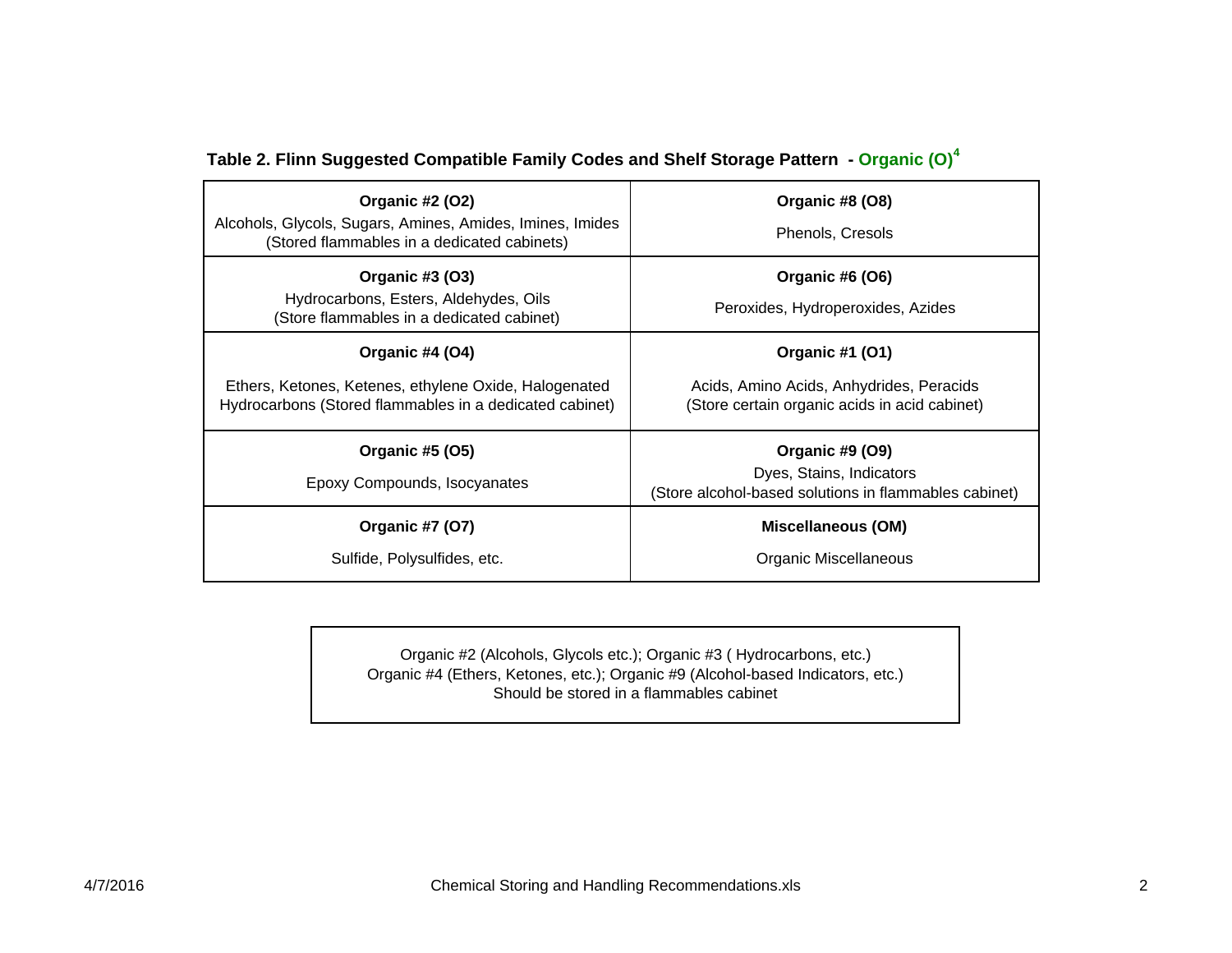**Table 2. Flinn Suggested Compatible Family Codes and Shelf Storage Pattern - Organic (O)[4]**

| | |
|---|---|
| **Organic #2 (O2)**<br>Alcohols, Glycols, Sugars, Amines, Amides, Imines, Imides<br>(Stored flammables in a dedicated cabinets) | **Organic #8 (O8)**<br>Phenols, Cresols |
| **Organic #3 (O3)**<br>Hydrocarbons, Esters, Aldehydes, Oils<br>(Store flammables in a dedicated cabinet) | **Organic #6 (O6)**<br>Peroxides, Hydroperoxides, Azides |
| **Organic #4 (O4)**<br>Ethers, Ketones, Ketenes, ethylene Oxide, Halogenated Hydrocarbons (Stored flammables in a dedicated cabinet) | **Organic #1 (O1)**<br>Acids, Amino Acids, Anhydrides, Peracids<br>(Store certain organic acids in acid cabinet) |
| **Organic #5 (O5)**<br>Epoxy Compounds, Isocyanates | **Organic #9 (O9)**<br>Dyes, Stains, Indicators<br>(Store alcohol-based solutions in flammables cabinet) |
| **Organic #7 (O7)**<br>Sulfide, Polysulfides, etc. | **Miscellaneous (OM)**<br>Organic Miscellaneous |

Organic #2 (Alcohols, Glycols etc.); Organic #3 ( Hydrocarbons, etc.)
Organic #4 (Ethers, Ketones, etc.); Organic #9 (Alcohol-based Indicators, etc.)
Should be stored in a flammables cabinet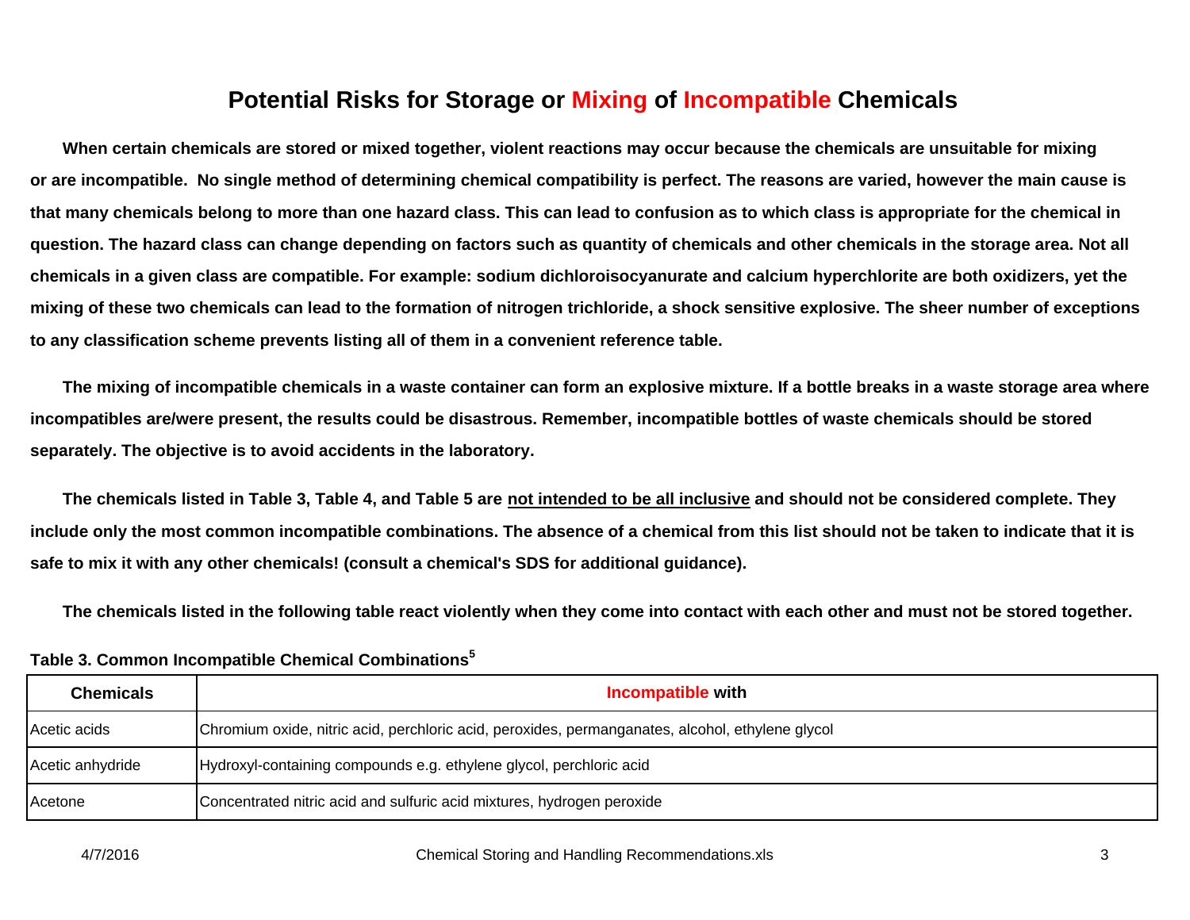# Potential Risks for Storage or Mixing of Incompatible Chemicals

**When certain chemicals are stored or mixed together, violent reactions may occur because the chemicals are unsuitable for mixing or are incompatible. No single method of determining chemical compatibility is perfect. The reasons are varied, however the main cause is that many chemicals belong to more than one hazard class. This can lead to confusion as to which class is appropriate for the chemical in question. The hazard class can change depending on factors such as quantity of chemicals and other chemicals in the storage area. Not all chemicals in a given class are compatible. For example: sodium dichloroisocyanurate and calcium hyperchlorite are both oxidizers, yet the mixing of these two chemicals can lead to the formation of nitrogen trichloride, a shock sensitive explosive. The sheer number of exceptions to any classification scheme prevents listing all of them in a convenient reference table.**

**The mixing of incompatible chemicals in a waste container can form an explosive mixture. If a bottle breaks in a waste storage area where incompatibles are/were present, the results could be disastrous. Remember, incompatible bottles of waste chemicals should be stored separately. The objective is to avoid accidents in the laboratory.**

**The chemicals listed in Table 3, Table 4, and Table 5 are <u>not intended to be all inclusive</u> and should not be considered complete. They include only the most common incompatible combinations. The absence of a chemical from this list should not be taken to indicate that it is safe to mix it with any other chemicals! (consult a chemical's SDS for additional guidance).**

**The chemicals listed in the following table react violently when they come into contact with each other and must not be stored together.**

**Table 3. Common Incompatible Chemical Combinations[5]**

| Chemicals | Incompatible with |
|---|---|
| Acetic acids | Chromium oxide, nitric acid, perchloric acid, peroxides, permanganates, alcohol, ethylene glycol |
| Acetic anhydride | Hydroxyl-containing compounds e.g. ethylene glycol, perchloric acid |
| Acetone | Concentrated nitric acid and sulfuric acid mixtures, hydrogen peroxide |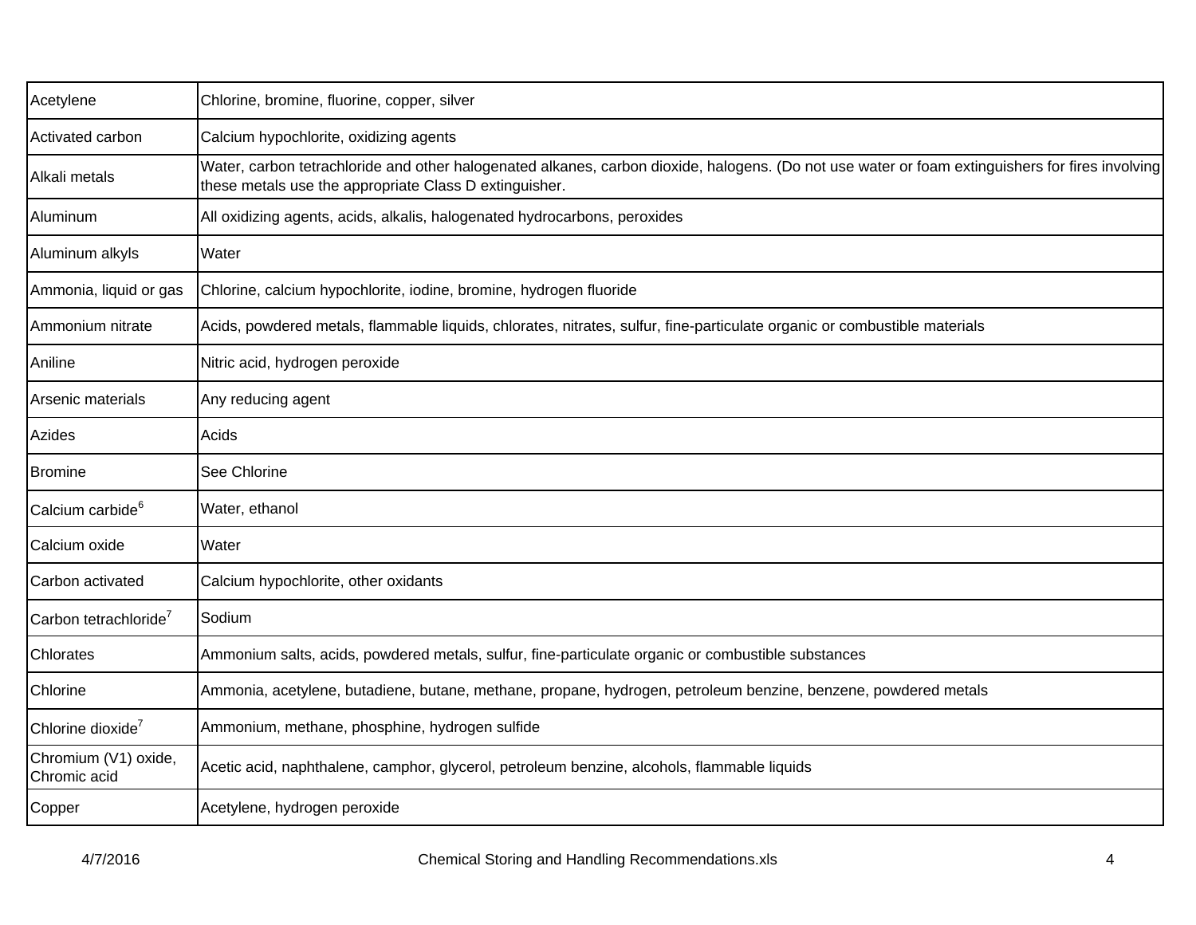| | |
|---|---|
| Acetylene | Chlorine, bromine, fluorine, copper, silver |
| Activated carbon | Calcium hypochlorite, oxidizing agents |
| Alkali metals | Water, carbon tetrachloride and other halogenated alkanes, carbon dioxide, halogens. (Do not use water or foam extinguishers for fires involving these metals use the appropriate Class D extinguisher. |
| Aluminum | All oxidizing agents, acids, alkalis, halogenated hydrocarbons, peroxides |
| Aluminum alkyls | Water |
| Ammonia, liquid or gas | Chlorine, calcium hypochlorite, iodine, bromine, hydrogen fluoride |
| Ammonium nitrate | Acids, powdered metals, flammable liquids, chlorates, nitrates, sulfur, fine-particulate organic or combustible materials |
| Aniline | Nitric acid, hydrogen peroxide |
| Arsenic materials | Any reducing agent |
| Azides | Acids |
| Bromine | See Chlorine |
| Calcium carbide[6] | Water, ethanol |
| Calcium oxide | Water |
| Carbon activated | Calcium hypochlorite, other oxidants |
| Carbon tetrachloride[7] | Sodium |
| Chlorates | Ammonium salts, acids, powdered metals, sulfur, fine-particulate organic or combustible substances |
| Chlorine | Ammonia, acetylene, butadiene, butane, methane, propane, hydrogen, petroleum benzine, benzene, powdered metals |
| Chlorine dioxide[7] | Ammonium, methane, phosphine, hydrogen sulfide |
| Chromium (V1) oxide, Chromic acid | Acetic acid, naphthalene, camphor, glycerol, petroleum benzine, alcohols, flammable liquids |
| Copper | Acetylene, hydrogen peroxide |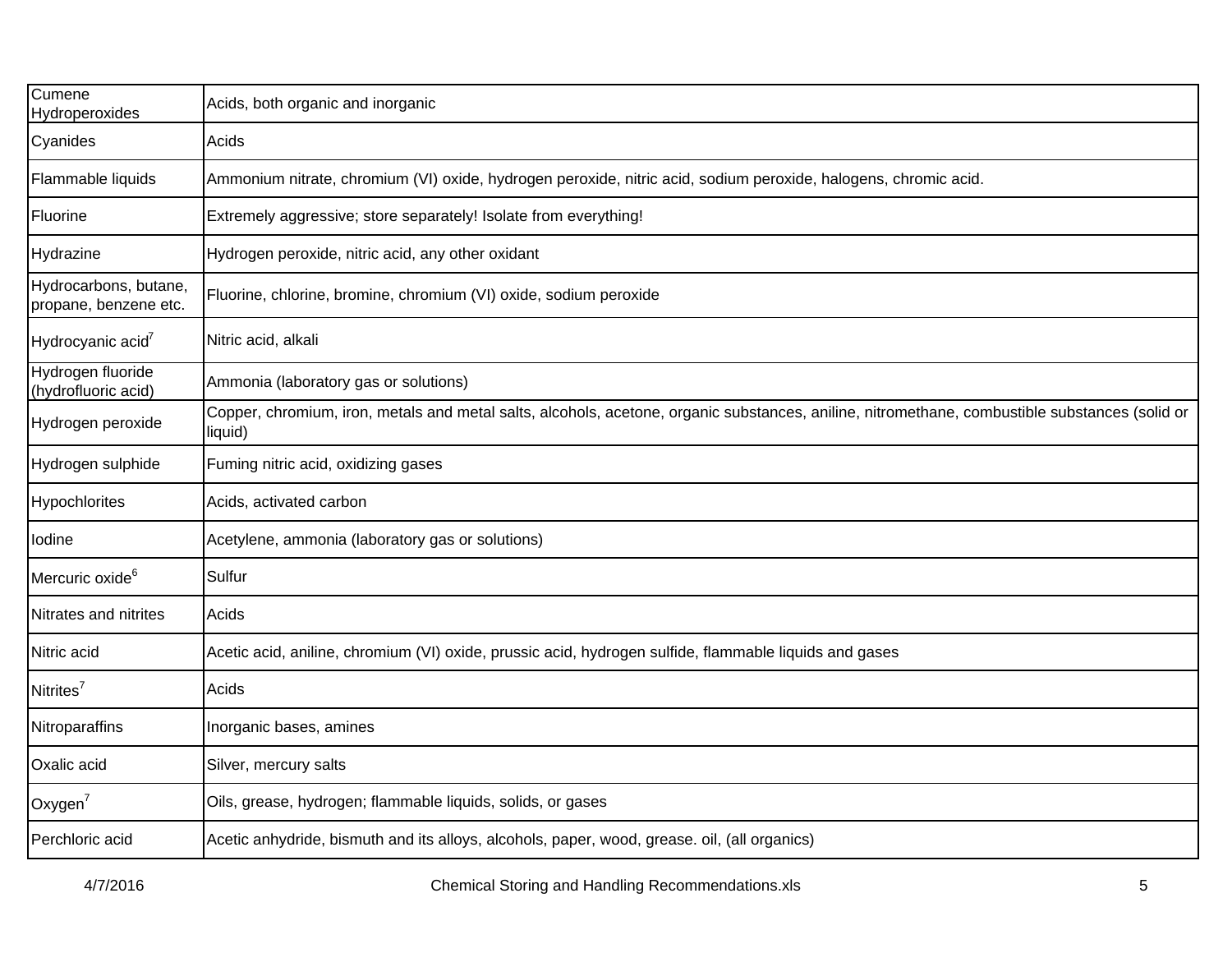| Cumene Hydroperoxides | Acids, both organic and inorganic |
|---|---|
| Cyanides | Acids |
| Flammable liquids | Ammonium nitrate, chromium (VI) oxide, hydrogen peroxide, nitric acid, sodium peroxide, halogens, chromic acid. |
| Fluorine | Extremely aggressive; store separately! Isolate from everything! |
| Hydrazine | Hydrogen peroxide, nitric acid, any other oxidant |
| Hydrocarbons, butane, propane, benzene etc. | Fluorine, chlorine, bromine, chromium (VI) oxide, sodium peroxide |
| Hydrocyanic acid[7] | Nitric acid, alkali |
| Hydrogen fluoride (hydrofluoric acid) | Ammonia (laboratory gas or solutions) |
| Hydrogen peroxide | Copper, chromium, iron, metals and metal salts, alcohols, acetone, organic substances, aniline, nitromethane, combustible substances (solid or liquid) |
| Hydrogen sulphide | Fuming nitric acid, oxidizing gases |
| Hypochlorites | Acids, activated carbon |
| Iodine | Acetylene, ammonia (laboratory gas or solutions) |
| Mercuric oxide[6] | Sulfur |
| Nitrates and nitrites | Acids |
| Nitric acid | Acetic acid, aniline, chromium (VI) oxide, prussic acid, hydrogen sulfide, flammable liquids and gases |
| Nitrites[7] | Acids |
| Nitroparaffins | Inorganic bases, amines |
| Oxalic acid | Silver, mercury salts |
| Oxygen[7] | Oils, grease, hydrogen; flammable liquids, solids, or gases |
| Perchloric acid | Acetic anhydride, bismuth and its alloys, alcohols, paper, wood, grease. oil, (all organics) |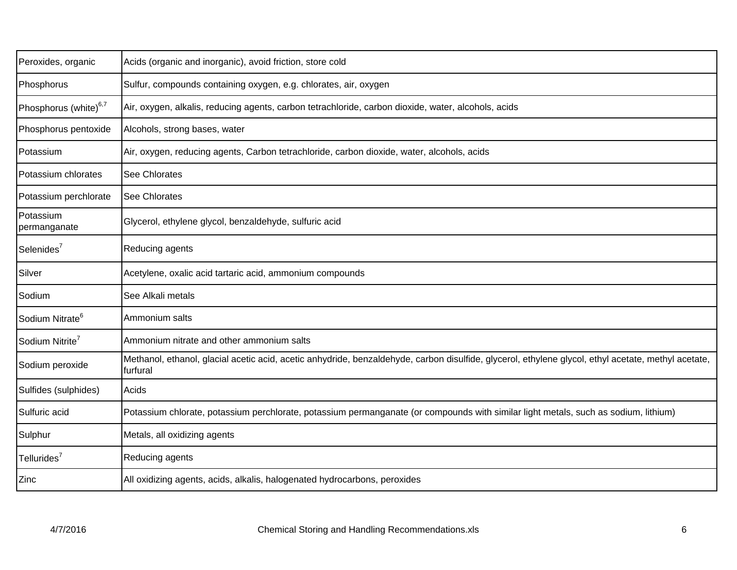| | |
|---|---|
| Peroxides, organic | Acids (organic and inorganic), avoid friction, store cold |
| Phosphorus | Sulfur, compounds containing oxygen, e.g. chlorates, air, oxygen |
| Phosphorus (white)[6,7] | Air, oxygen, alkalis, reducing agents, carbon tetrachloride, carbon dioxide, water, alcohols, acids |
| Phosphorus pentoxide | Alcohols, strong bases, water |
| Potassium | Air, oxygen, reducing agents, Carbon tetrachloride, carbon dioxide, water, alcohols, acids |
| Potassium chlorates | See Chlorates |
| Potassium perchlorate | See Chlorates |
| Potassium permanganate | Glycerol, ethylene glycol, benzaldehyde, sulfuric acid |
| Selenides[7] | Reducing agents |
| Silver | Acetylene, oxalic acid tartaric acid, ammonium compounds |
| Sodium | See Alkali metals |
| Sodium Nitrate[6] | Ammonium salts |
| Sodium Nitrite[7] | Ammonium nitrate and other ammonium salts |
| Sodium peroxide | Methanol, ethanol, glacial acetic acid, acetic anhydride, benzaldehyde, carbon disulfide, glycerol, ethylene glycol, ethyl acetate, methyl acetate, furfural |
| Sulfides (sulphides) | Acids |
| Sulfuric acid | Potassium chlorate, potassium perchlorate, potassium permanganate (or compounds with similar light metals, such as sodium, lithium) |
| Sulphur | Metals, all oxidizing agents |
| Tellurides[7] | Reducing agents |
| Zinc | All oxidizing agents, acids, alkalis, halogenated hydrocarbons, peroxides |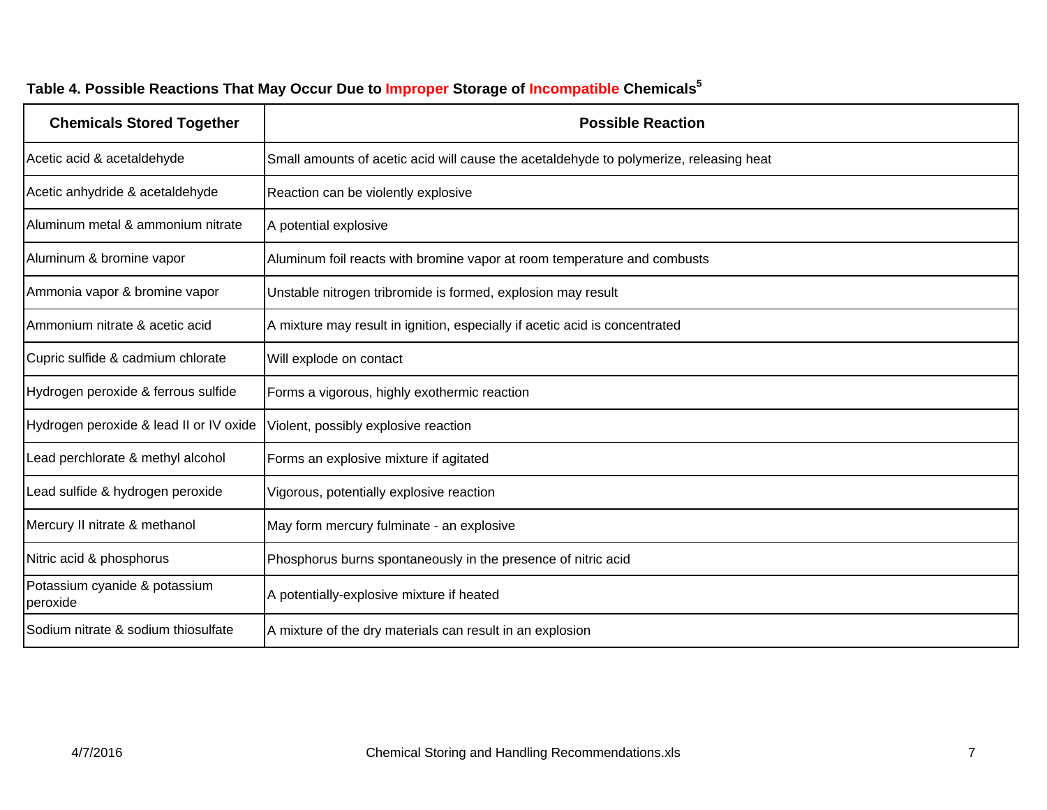**Table 4. Possible Reactions That May Occur Due to Improper Storage of Incompatible Chemicals[5]**

| Chemicals Stored Together | Possible Reaction |
|---|---|
| Acetic acid & acetaldehyde | Small amounts of acetic acid will cause the acetaldehyde to polymerize, releasing heat |
| Acetic anhydride & acetaldehyde | Reaction can be violently explosive |
| Aluminum metal & ammonium nitrate | A potential explosive |
| Aluminum & bromine vapor | Aluminum foil reacts with bromine vapor at room temperature and combusts |
| Ammonia vapor & bromine vapor | Unstable nitrogen tribromide is formed, explosion may result |
| Ammonium nitrate & acetic acid | A mixture may result in ignition, especially if acetic acid is concentrated |
| Cupric sulfide & cadmium chlorate | Will explode on contact |
| Hydrogen peroxide & ferrous sulfide | Forms a vigorous, highly exothermic reaction |
| Hydrogen peroxide & lead II or IV oxide | Violent, possibly explosive reaction |
| Lead perchlorate & methyl alcohol | Forms an explosive mixture if agitated |
| Lead sulfide & hydrogen peroxide | Vigorous, potentially explosive reaction |
| Mercury II nitrate & methanol | May form mercury fulminate - an explosive |
| Nitric acid & phosphorus | Phosphorus burns spontaneously in the presence of nitric acid |
| Potassium cyanide & potassium peroxide | A potentially-explosive mixture if heated |
| Sodium nitrate & sodium thiosulfate | A mixture of the dry materials can result in an explosion |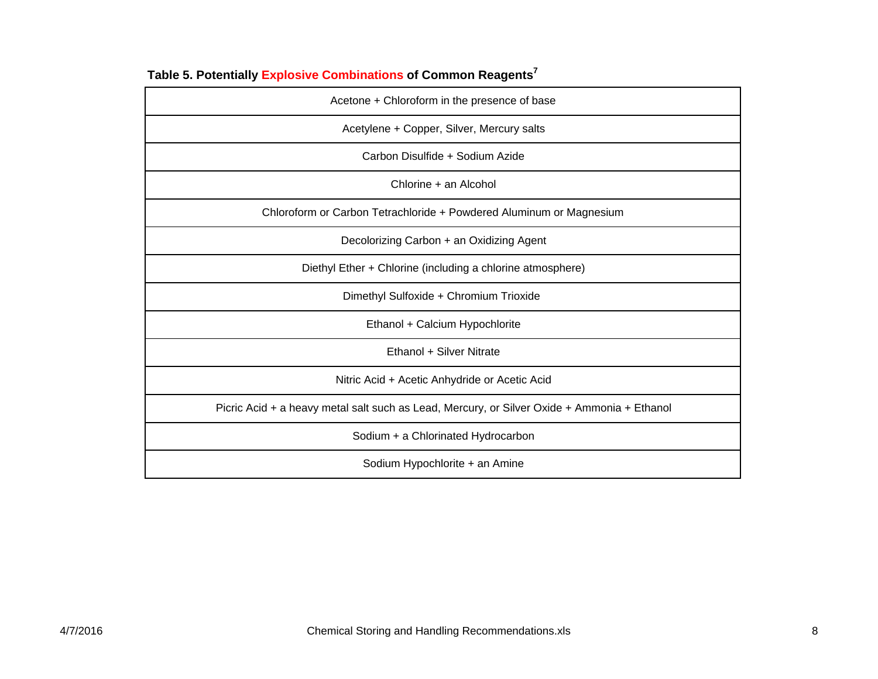**Table 5. Potentially Explosive Combinations of Common Reagents[7]**

| |
|---|
| Acetone + Chloroform in the presence of base |
| Acetylene + Copper, Silver, Mercury salts |
| Carbon Disulfide + Sodium Azide |
| Chlorine + an Alcohol |
| Chloroform or Carbon Tetrachloride + Powdered Aluminum or Magnesium |
| Decolorizing Carbon + an Oxidizing Agent |
| Diethyl Ether + Chlorine (including a chlorine atmosphere) |
| Dimethyl Sulfoxide + Chromium Trioxide |
| Ethanol + Calcium Hypochlorite |
| Ethanol + Silver Nitrate |
| Nitric Acid + Acetic Anhydride or Acetic Acid |
| Picric Acid + a heavy metal salt such as Lead, Mercury, or Silver Oxide + Ammonia + Ethanol |
| Sodium + a Chlorinated Hydrocarbon |
| Sodium Hypochlorite + an Amine |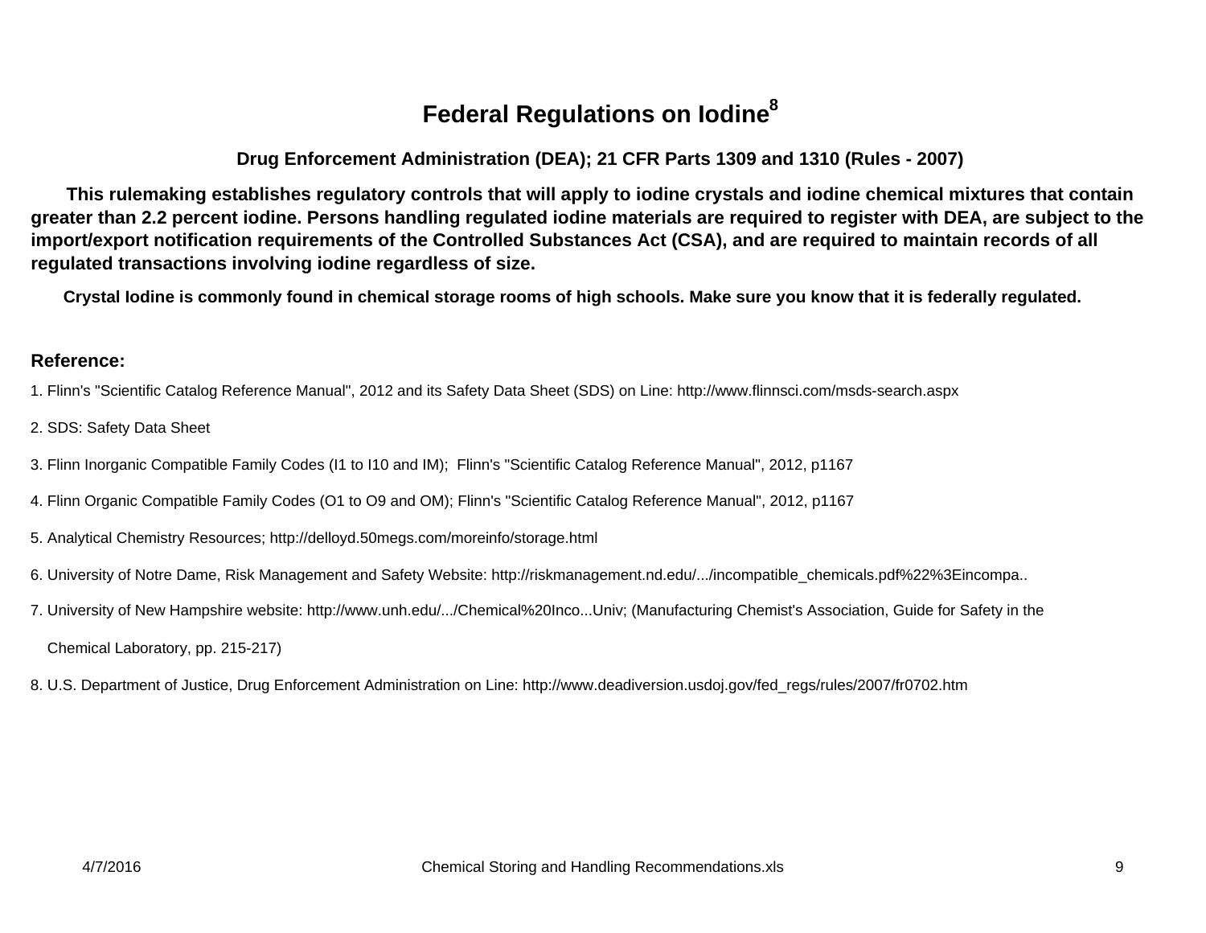# Federal Regulations on Iodine[8]

**Drug Enforcement Administration (DEA); 21 CFR Parts 1309 and 1310 (Rules - 2007)**

**This rulemaking establishes regulatory controls that will apply to iodine crystals and iodine chemical mixtures that contain greater than 2.2 percent iodine. Persons handling regulated iodine materials are required to register with DEA, are subject to the import/export notification requirements of the Controlled Substances Act (CSA), and are required to maintain records of all regulated transactions involving iodine regardless of size.**

**Crystal Iodine is commonly found in chemical storage rooms of high schools. Make sure you know that it is federally regulated.**

**Reference:**

1. Flinn's "Scientific Catalog Reference Manual", 2012 and its Safety Data Sheet (SDS) on Line: http://www.flinnsci.com/msds-search.aspx
2. SDS: Safety Data Sheet
3. Flinn Inorganic Compatible Family Codes (I1 to I10 and IM); Flinn's "Scientific Catalog Reference Manual", 2012, p1167
4. Flinn Organic Compatible Family Codes (O1 to O9 and OM); Flinn's "Scientific Catalog Reference Manual", 2012, p1167
5. Analytical Chemistry Resources; http://delloyd.50megs.com/moreinfo/storage.html
6. University of Notre Dame, Risk Management and Safety Website: http://riskmanagement.nd.edu/.../incompatible_chemicals.pdf%22%3Eincompa..
7. University of New Hampshire website: http://www.unh.edu/.../Chemical%20Inco...Univ; (Manufacturing Chemist's Association, Guide for Safety in the Chemical Laboratory, pp. 215-217)
8. U.S. Department of Justice, Drug Enforcement Administration on Line: http://www.deadiversion.usdoj.gov/fed_regs/rules/2007/fr0702.htm